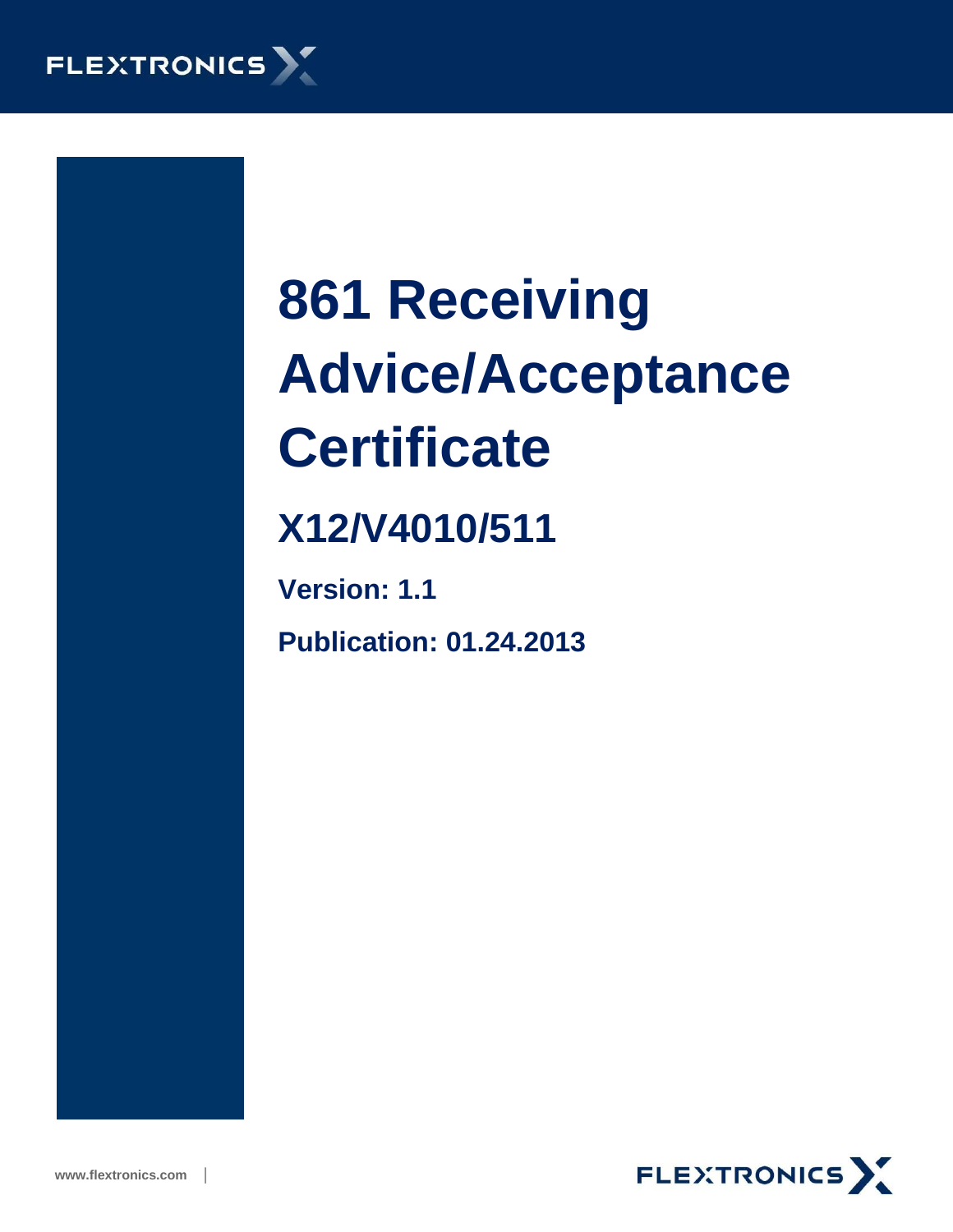# 861 Receiving Advice/Acceptance Certificate

## X12/V4010/511

**Version: 1.1**

**Publication: 01.24.2013**

www.flextronics.com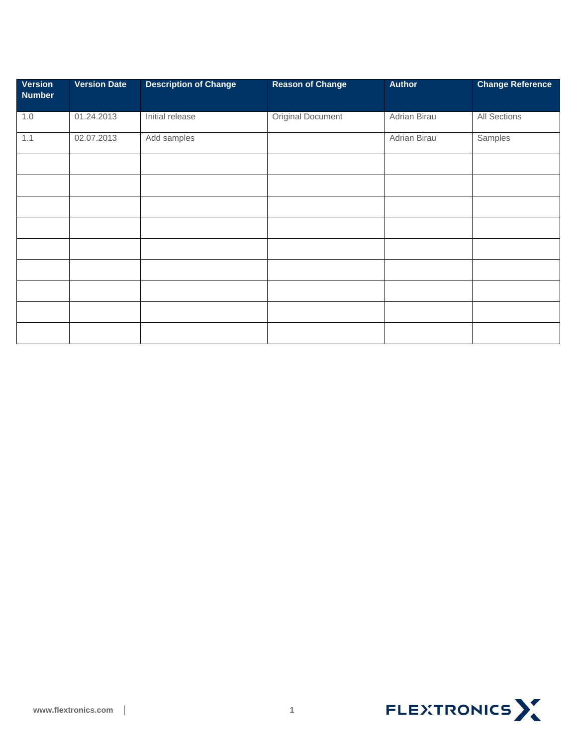| Version Number | Version Date | Description of Change | Reason of Change | Author | Change Reference |
|---|---|---|---|---|---|
| 1.0 | 01.24.2013 | Initial release | Original Document | Adrian Birau | All Sections |
| 1.1 | 02.07.2013 | Add samples | | Adrian Birau | Samples |
| | | | | | |
| | | | | | |
| | | | | | |
| | | | | | |
| | | | | | |
| | | | | | |
| | | | | | |
| | | | | | |
| | | | | | |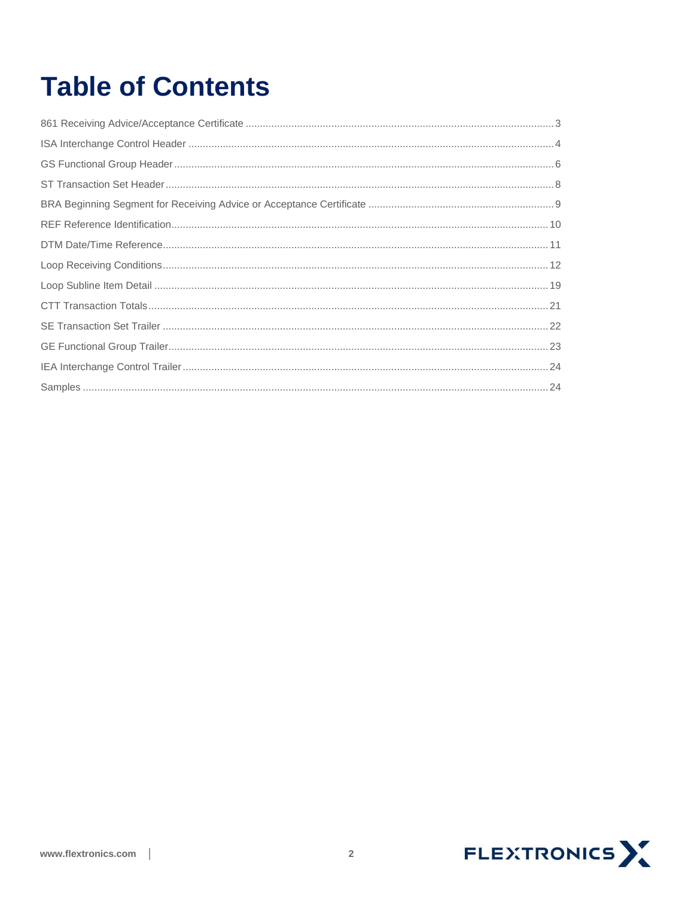# Table of Contents

861 Receiving Advice/Acceptance Certificate ........ 3

ISA Interchange Control Header ........ 4

GS Functional Group Header ........ 6

ST Transaction Set Header ........ 8

BRA Beginning Segment for Receiving Advice or Acceptance Certificate ........ 9

REF Reference Identification ........ 10

DTM Date/Time Reference ........ 11

Loop Receiving Conditions ........ 12

Loop Subline Item Detail ........ 19

CTT Transaction Totals ........ 21

SE Transaction Set Trailer ........ 22

GE Functional Group Trailer ........ 23

IEA Interchange Control Trailer ........ 24

Samples ........ 24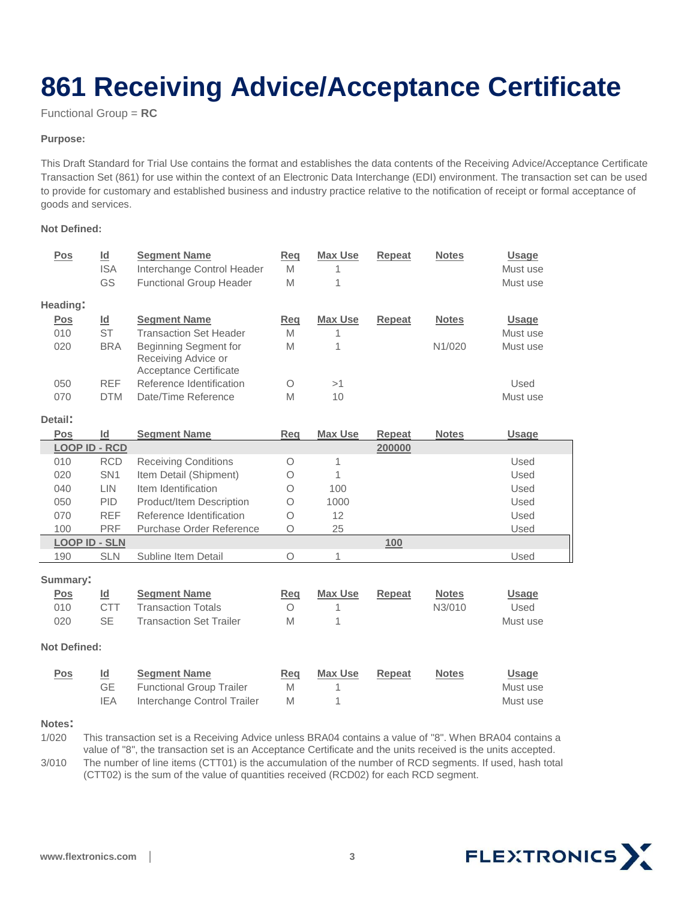# 861 Receiving Advice/Acceptance Certificate

Functional Group = **RC**

**Purpose:**

This Draft Standard for Trial Use contains the format and establishes the data contents of the Receiving Advice/Acceptance Certificate Transaction Set (861) for use within the context of an Electronic Data Interchange (EDI) environment. The transaction set can be used to provide for customary and established business and industry practice relative to the notification of receipt or formal acceptance of goods and services.

**Not Defined:**

| Pos | Id | Segment Name | Req | Max Use | Repeat | Notes | Usage |
|---|---|---|---|---|---|---|---|
| | ISA | Interchange Control Header | M | 1 | | | Must use |
| | GS | Functional Group Header | M | 1 | | | Must use |

**Heading:**

| Pos | Id | Segment Name | Req | Max Use | Repeat | Notes | Usage |
|---|---|---|---|---|---|---|---|
| 010 | ST | Transaction Set Header | M | 1 | | | Must use |
| 020 | BRA | Beginning Segment for Receiving Advice or Acceptance Certificate | M | 1 | | N1/020 | Must use |
| 050 | REF | Reference Identification | O | >1 | | | Used |
| 070 | DTM | Date/Time Reference | M | 10 | | | Must use |

**Detail:**

| Pos | Id | Segment Name | Req | Max Use | Repeat | Notes | Usage |
|---|---|---|---|---|---|---|---|
| **LOOP ID - RCD** | | | | | **200000** | | |
| 010 | RCD | Receiving Conditions | O | 1 | | | Used |
| 020 | SN1 | Item Detail (Shipment) | O | 1 | | | Used |
| 040 | LIN | Item Identification | O | 100 | | | Used |
| 050 | PID | Product/Item Description | O | 1000 | | | Used |
| 070 | REF | Reference Identification | O | 12 | | | Used |
| 100 | PRF | Purchase Order Reference | O | 25 | | | Used |
| **LOOP ID - SLN** | | | | | **100** | | |
| 190 | SLN | Subline Item Detail | O | 1 | | | Used |

**Summary:**

| Pos | Id | Segment Name | Req | Max Use | Repeat | Notes | Usage |
|---|---|---|---|---|---|---|---|
| 010 | CTT | Transaction Totals | O | 1 | | N3/010 | Used |
| 020 | SE | Transaction Set Trailer | M | 1 | | | Must use |

**Not Defined:**

| Pos | Id | Segment Name | Req | Max Use | Repeat | Notes | Usage |
|---|---|---|---|---|---|---|---|
| | GE | Functional Group Trailer | M | 1 | | | Must use |
| | IEA | Interchange Control Trailer | M | 1 | | | Must use |

**Notes:**

1/020 This transaction set is a Receiving Advice unless BRA04 contains a value of "8". When BRA04 contains a value of "8", the transaction set is an Acceptance Certificate and the units received is the units accepted.

3/010 The number of line items (CTT01) is the accumulation of the number of RCD segments. If used, hash total (CTT02) is the sum of the value of quantities received (RCD02) for each RCD segment.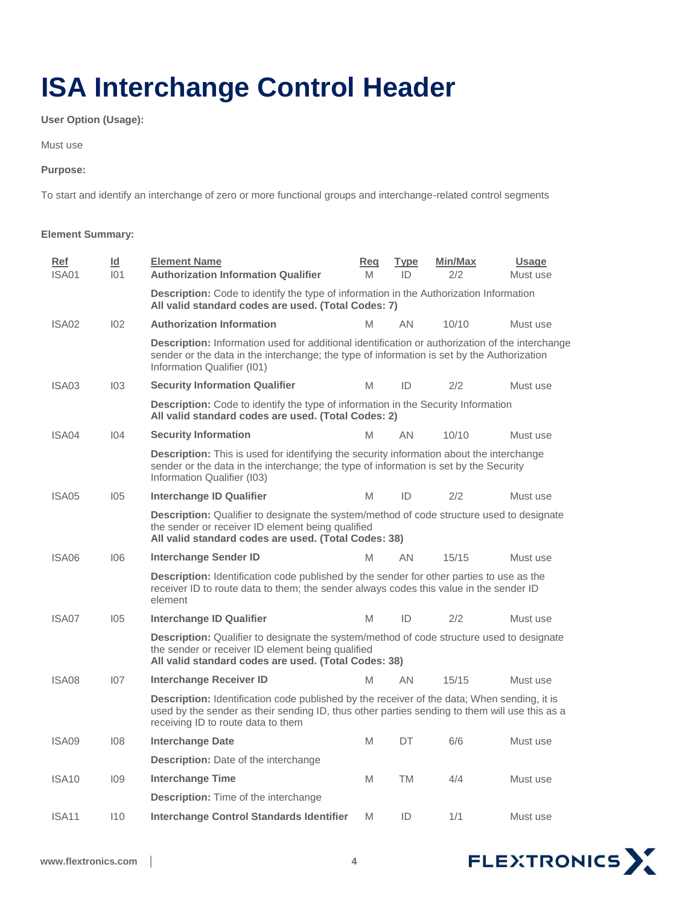# ISA Interchange Control Header

**User Option (Usage):**

Must use

**Purpose:**

To start and identify an interchange of zero or more functional groups and interchange-related control segments

**Element Summary:**

| Ref | Id | Element Name | Req | Type | Min/Max | Usage |
|---|---|---|---|---|---|---|
| ISA01 | I01 | **Authorization Information Qualifier** | M | ID | 2/2 | Must use |
| | | **Description:** Code to identify the type of information in the Authorization Information **All valid standard codes are used. (Total Codes: 7)** | | | | |
| ISA02 | I02 | **Authorization Information** | M | AN | 10/10 | Must use |
| | | **Description:** Information used for additional identification or authorization of the interchange sender or the data in the interchange; the type of information is set by the Authorization Information Qualifier (I01) | | | | |
| ISA03 | I03 | **Security Information Qualifier** | M | ID | 2/2 | Must use |
| | | **Description:** Code to identify the type of information in the Security Information **All valid standard codes are used. (Total Codes: 2)** | | | | |
| ISA04 | I04 | **Security Information** | M | AN | 10/10 | Must use |
| | | **Description:** This is used for identifying the security information about the interchange sender or the data in the interchange; the type of information is set by the Security Information Qualifier (I03) | | | | |
| ISA05 | I05 | **Interchange ID Qualifier** | M | ID | 2/2 | Must use |
| | | **Description:** Qualifier to designate the system/method of code structure used to designate the sender or receiver ID element being qualified **All valid standard codes are used. (Total Codes: 38)** | | | | |
| ISA06 | I06 | **Interchange Sender ID** | M | AN | 15/15 | Must use |
| | | **Description:** Identification code published by the sender for other parties to use as the receiver ID to route data to them; the sender always codes this value in the sender ID element | | | | |
| ISA07 | I05 | **Interchange ID Qualifier** | M | ID | 2/2 | Must use |
| | | **Description:** Qualifier to designate the system/method of code structure used to designate the sender or receiver ID element being qualified **All valid standard codes are used. (Total Codes: 38)** | | | | |
| ISA08 | I07 | **Interchange Receiver ID** | M | AN | 15/15 | Must use |
| | | **Description:** Identification code published by the receiver of the data; When sending, it is used by the sender as their sending ID, thus other parties sending to them will use this as a receiving ID to route data to them | | | | |
| ISA09 | I08 | **Interchange Date** | M | DT | 6/6 | Must use |
| | | **Description:** Date of the interchange | | | | |
| ISA10 | I09 | **Interchange Time** | M | TM | 4/4 | Must use |
| | | **Description:** Time of the interchange | | | | |
| ISA11 | I10 | **Interchange Control Standards Identifier** | M | ID | 1/1 | Must use |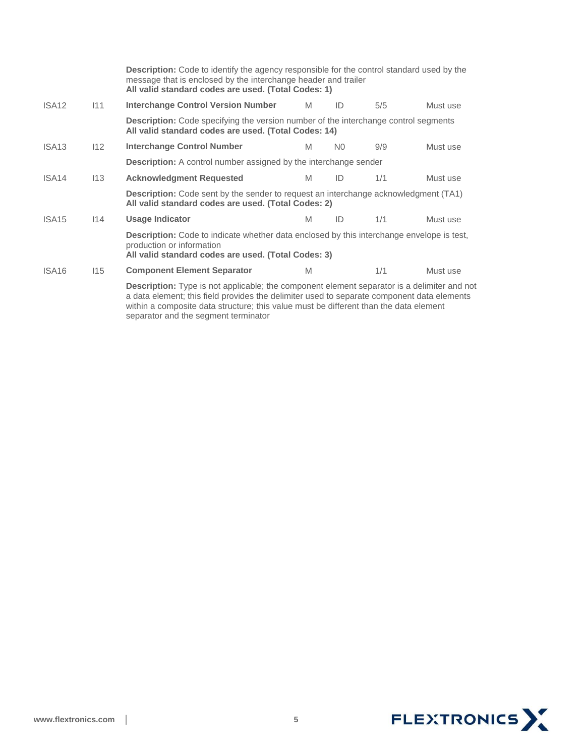**Description:** Code to identify the agency responsible for the control standard used by the message that is enclosed by the interchange header and trailer
**All valid standard codes are used. (Total Codes: 1)**

| | | | | | | |
|---|---|---|---|---|---|---|
| ISA12 | I11 | **Interchange Control Version Number** | M | ID | 5/5 | Must use |
| | | **Description:** Code specifying the version number of the interchange control segments **All valid standard codes are used. (Total Codes: 14)** | | | | |
| ISA13 | I12 | **Interchange Control Number** | M | N0 | 9/9 | Must use |
| | | **Description:** A control number assigned by the interchange sender | | | | |
| ISA14 | I13 | **Acknowledgment Requested** | M | ID | 1/1 | Must use |
| | | **Description:** Code sent by the sender to request an interchange acknowledgment (TA1) **All valid standard codes are used. (Total Codes: 2)** | | | | |
| ISA15 | I14 | **Usage Indicator** | M | ID | 1/1 | Must use |
| | | **Description:** Code to indicate whether data enclosed by this interchange envelope is test, production or information **All valid standard codes are used. (Total Codes: 3)** | | | | |
| ISA16 | I15 | **Component Element Separator** | M | | 1/1 | Must use |
| | | **Description:** Type is not applicable; the component element separator is a delimiter and not a data element; this field provides the delimiter used to separate component data elements within a composite data structure; this value must be different than the data element separator and the segment terminator | | | | |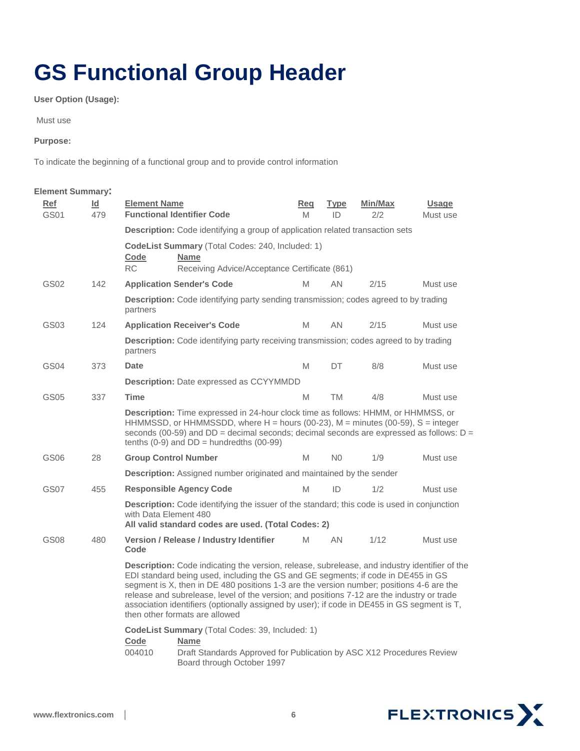# GS Functional Group Header

**User Option (Usage):**

Must use

**Purpose:**

To indicate the beginning of a functional group and to provide control information

**Element Summary:**

| Ref | Id | Element Name | Req | Type | Min/Max | Usage |
|---|---|---|---|---|---|---|
| GS01 | 479 | **Functional Identifier Code** | M | ID | 2/2 | Must use |
| | | **Description:** Code identifying a group of application related transaction sets<br><br>**CodeList Summary** (Total Codes: 240, Included: 1)<br>Code / Name<br>RC — Receiving Advice/Acceptance Certificate (861) | | | | |
| GS02 | 142 | **Application Sender's Code** | M | AN | 2/15 | Must use |
| | | **Description:** Code identifying party sending transmission; codes agreed to by trading partners | | | | |
| GS03 | 124 | **Application Receiver's Code** | M | AN | 2/15 | Must use |
| | | **Description:** Code identifying party receiving transmission; codes agreed to by trading partners | | | | |
| GS04 | 373 | **Date** | M | DT | 8/8 | Must use |
| | | **Description:** Date expressed as CCYYMMDD | | | | |
| GS05 | 337 | **Time** | M | TM | 4/8 | Must use |
| | | **Description:** Time expressed in 24-hour clock time as follows: HHMM, or HHMMSS, or HHMMSSD, or HHMMSSDD, where H = hours (00-23), M = minutes (00-59), S = integer seconds (00-59) and DD = decimal seconds; decimal seconds are expressed as follows: D = tenths (0-9) and DD = hundredths (00-99) | | | | |
| GS06 | 28 | **Group Control Number** | M | N0 | 1/9 | Must use |
| | | **Description:** Assigned number originated and maintained by the sender | | | | |
| GS07 | 455 | **Responsible Agency Code** | M | ID | 1/2 | Must use |
| | | **Description:** Code identifying the issuer of the standard; this code is used in conjunction with Data Element 480<br>**All valid standard codes are used. (Total Codes: 2)** | | | | |
| GS08 | 480 | **Version / Release / Industry Identifier Code** | M | AN | 1/12 | Must use |
| | | **Description:** Code indicating the version, release, subrelease, and industry identifier of the EDI standard being used, including the GS and GE segments; if code in DE455 in GS segment is X, then in DE 480 positions 1-3 are the version number; positions 4-6 are the release and subrelease, level of the version; and positions 7-12 are the industry or trade association identifiers (optionally assigned by user); if code in DE455 in GS segment is T, then other formats are allowed<br><br>**CodeList Summary** (Total Codes: 39, Included: 1)<br>Code / Name<br>004010 — Draft Standards Approved for Publication by ASC X12 Procedures Review Board through October 1997 | | | | |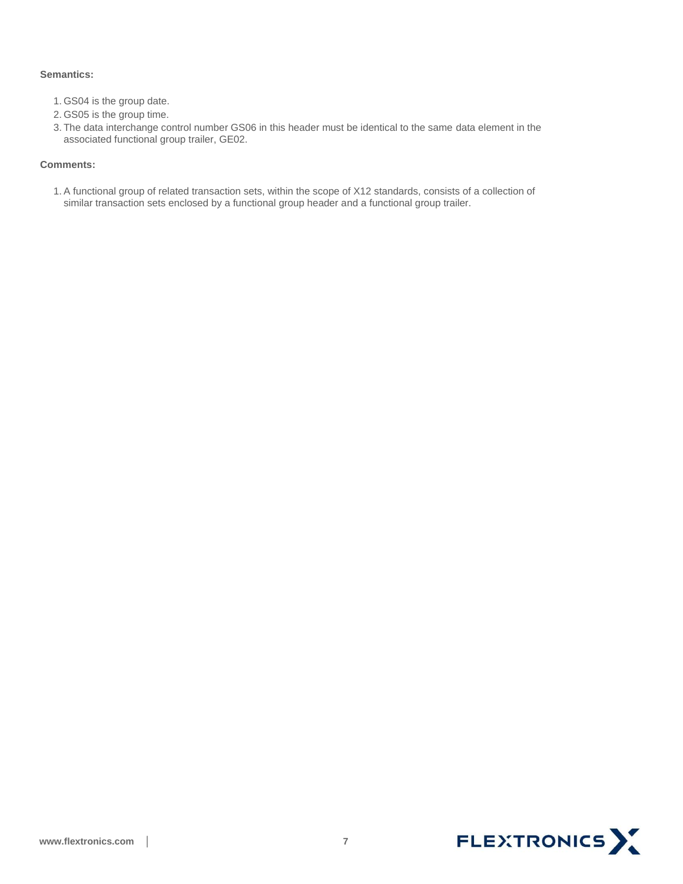**Semantics:**

1. GS04 is the group date.
2. GS05 is the group time.
3. The data interchange control number GS06 in this header must be identical to the same data element in the associated functional group trailer, GE02.

**Comments:**

1. A functional group of related transaction sets, within the scope of X12 standards, consists of a collection of similar transaction sets enclosed by a functional group header and a functional group trailer.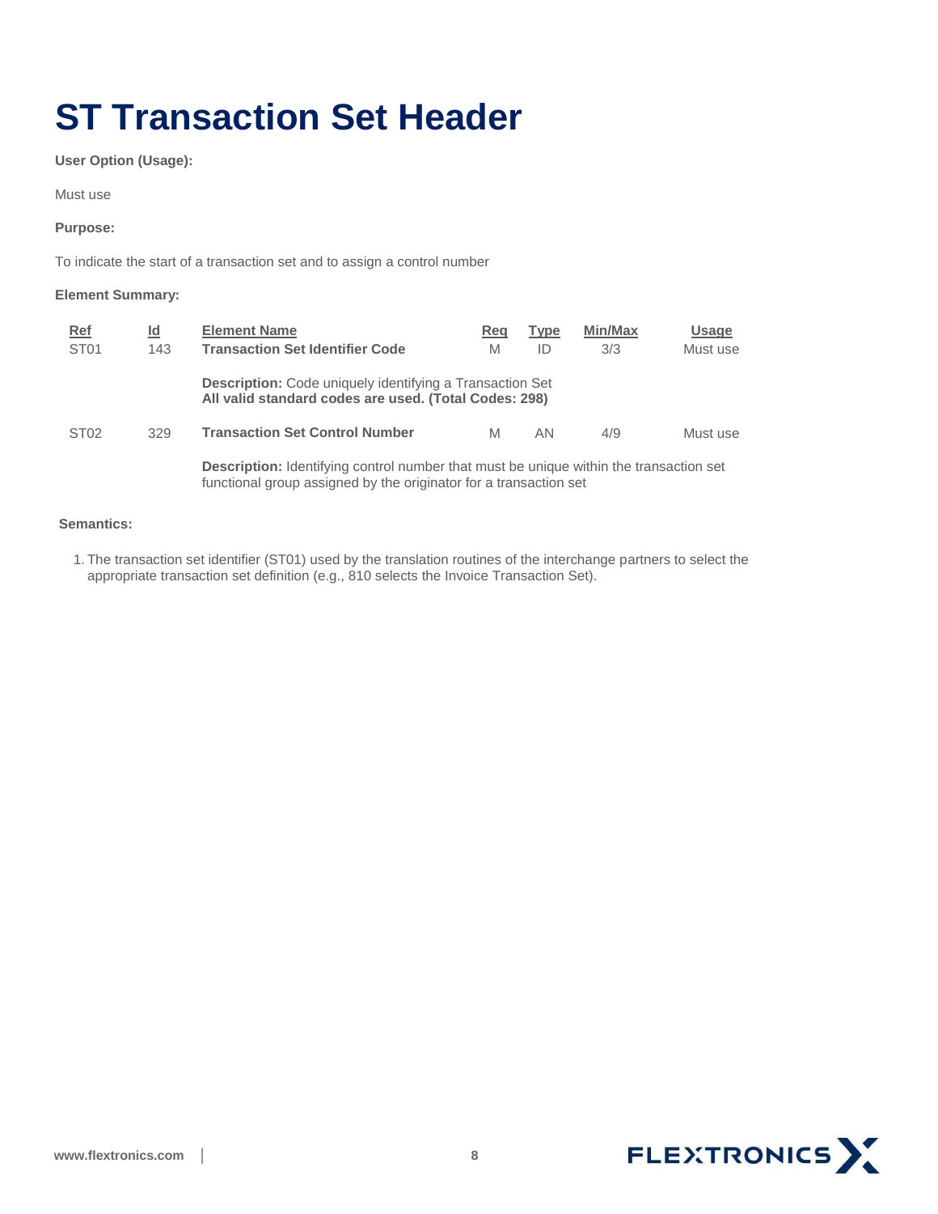# ST Transaction Set Header

**User Option (Usage):**

Must use

**Purpose:**

To indicate the start of a transaction set and to assign a control number

**Element Summary:**

| Ref | Id | Element Name | Req | Type | Min/Max | Usage |
|---|---|---|---|---|---|---|
| ST01 | 143 | **Transaction Set Identifier Code** | M | ID | 3/3 | Must use |
| | | **Description:** Code uniquely identifying a Transaction Set<br>**All valid standard codes are used. (Total Codes: 298)** | | | | |
| ST02 | 329 | **Transaction Set Control Number** | M | AN | 4/9 | Must use |
| | | **Description:** Identifying control number that must be unique within the transaction set functional group assigned by the originator for a transaction set | | | | |

**Semantics:**

1. The transaction set identifier (ST01) used by the translation routines of the interchange partners to select the appropriate transaction set definition (e.g., 810 selects the Invoice Transaction Set).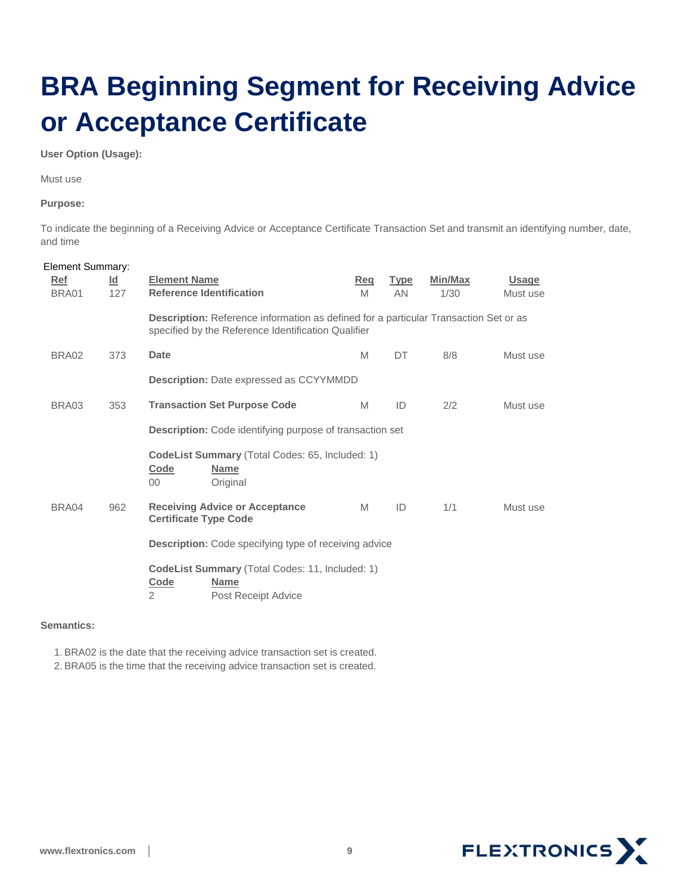# BRA Beginning Segment for Receiving Advice or Acceptance Certificate

**User Option (Usage):**

Must use

**Purpose:**

To indicate the beginning of a Receiving Advice or Acceptance Certificate Transaction Set and transmit an identifying number, date, and time

Element Summary:

| Ref | Id | Element Name | Req | Type | Min/Max | Usage |
|---|---|---|---|---|---|---|
| BRA01 | 127 | **Reference Identification** | M | AN | 1/30 | Must use |
| | | **Description:** Reference information as defined for a particular Transaction Set or as specified by the Reference Identification Qualifier | | | | |
| BRA02 | 373 | **Date** | M | DT | 8/8 | Must use |
| | | **Description:** Date expressed as CCYYMMDD | | | | |
| BRA03 | 353 | **Transaction Set Purpose Code** | M | ID | 2/2 | Must use |
| | | **Description:** Code identifying purpose of transaction set | | | | |
| | | **CodeList Summary** (Total Codes: 65, Included: 1) | | | | |
| | | Code: 00 — Name: Original | | | | |
| BRA04 | 962 | **Receiving Advice or Acceptance Certificate Type Code** | M | ID | 1/1 | Must use |
| | | **Description:** Code specifying type of receiving advice | | | | |
| | | **CodeList Summary** (Total Codes: 11, Included: 1) | | | | |
| | | Code: 2 — Name: Post Receipt Advice | | | | |

**Semantics:**

1. BRA02 is the date that the receiving advice transaction set is created.
2. BRA05 is the time that the receiving advice transaction set is created.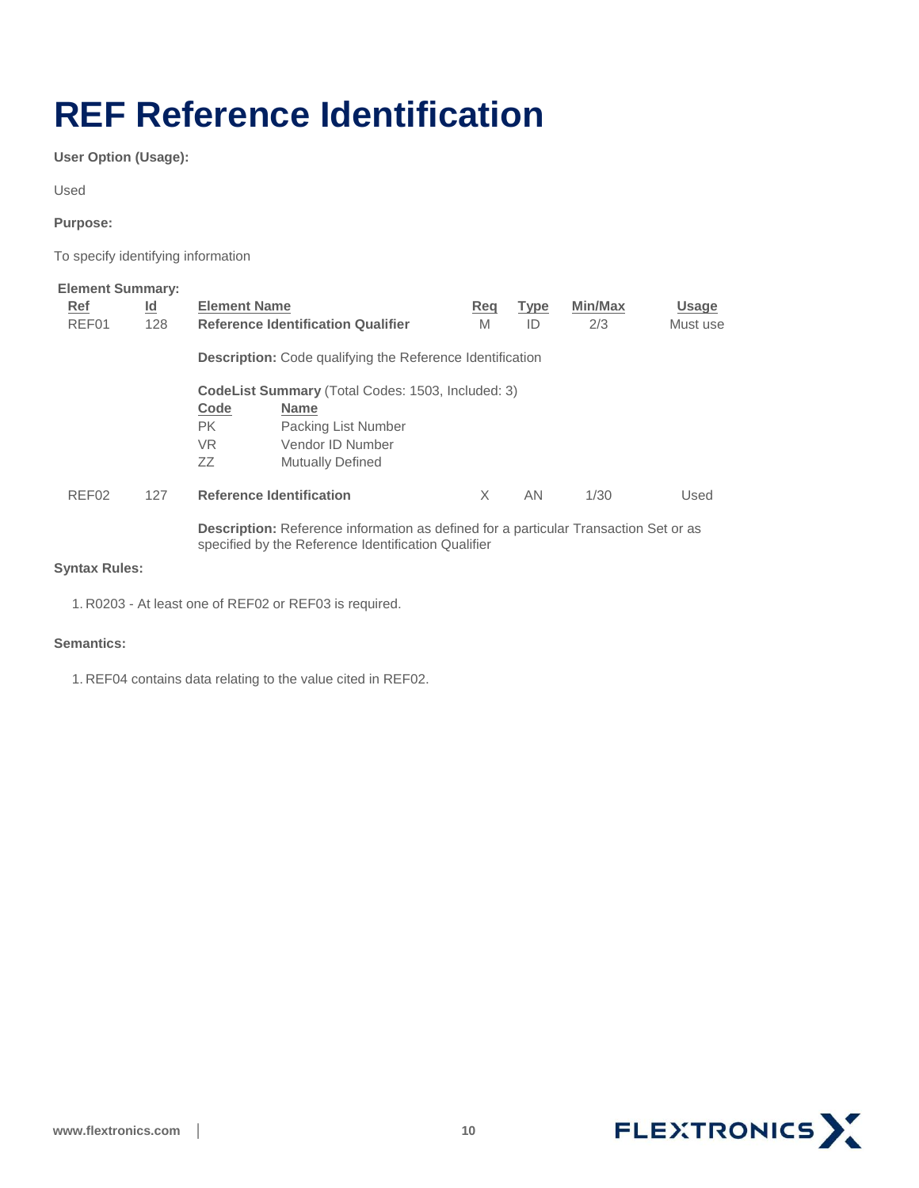# REF Reference Identification

**User Option (Usage):**

Used

**Purpose:**

To specify identifying information

**Element Summary:**

| Ref | Id | Element Name | Req | Type | Min/Max | Usage |
|---|---|---|---|---|---|---|
| REF01 | 128 | **Reference Identification Qualifier** | M | ID | 2/3 | Must use |
| | | **Description:** Code qualifying the Reference Identification | | | | |
| | | **CodeList Summary** (Total Codes: 1503, Included: 3) | | | | |
| | | Code / Name | | | | |
| | | PK — Packing List Number | | | | |
| | | VR — Vendor ID Number | | | | |
| | | ZZ — Mutually Defined | | | | |
| REF02 | 127 | **Reference Identification** | X | AN | 1/30 | Used |
| | | **Description:** Reference information as defined for a particular Transaction Set or as specified by the Reference Identification Qualifier | | | | |

**Syntax Rules:**

1. R0203 - At least one of REF02 or REF03 is required.

**Semantics:**

1. REF04 contains data relating to the value cited in REF02.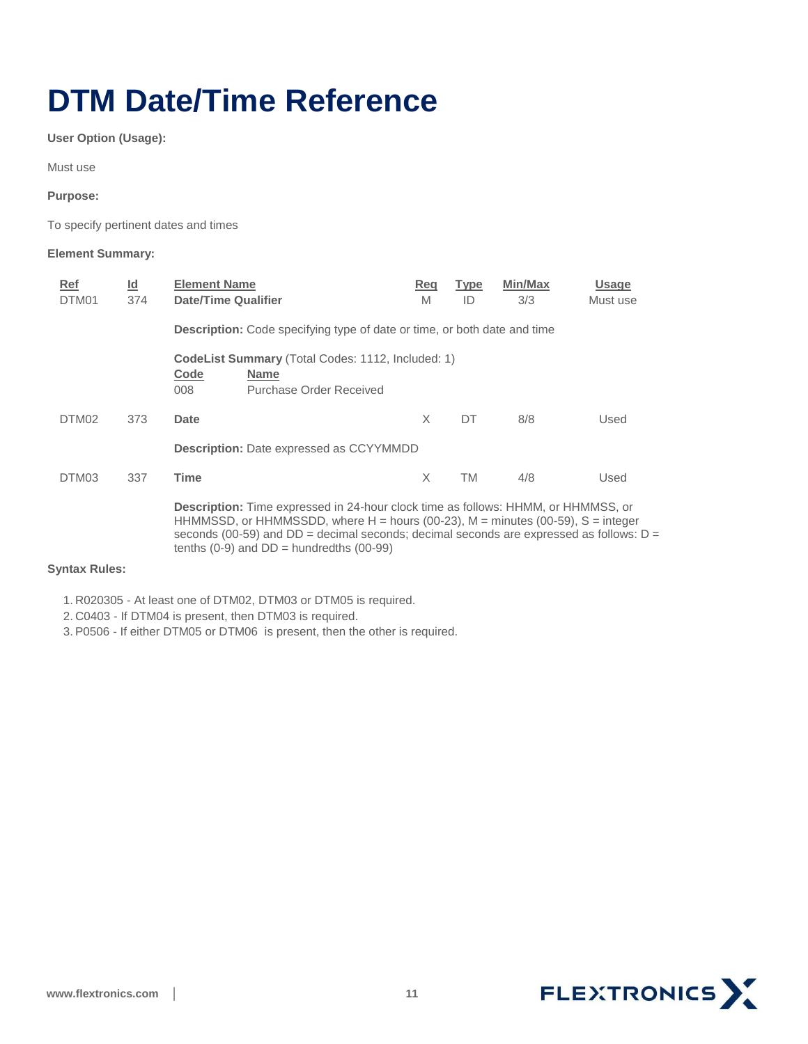# DTM Date/Time Reference

**User Option (Usage):**

Must use

**Purpose:**

To specify pertinent dates and times

**Element Summary:**

| Ref | Id | Element Name | Req | Type | Min/Max | Usage |
|---|---|---|---|---|---|---|
| DTM01 | 374 | **Date/Time Qualifier** | M | ID | 3/3 | Must use |
| | | **Description:** Code specifying type of date or time, or both date and time | | | | |
| | | **CodeList Summary** (Total Codes: 1112, Included: 1) | | | | |
| | | **Code** / **Name** | | | | |
| | | 008 / Purchase Order Received | | | | |
| DTM02 | 373 | **Date** | X | DT | 8/8 | Used |
| | | **Description:** Date expressed as CCYYMMDD | | | | |
| DTM03 | 337 | **Time** | X | TM | 4/8 | Used |
| | | **Description:** Time expressed in 24-hour clock time as follows: HHMM, or HHMMSS, or HHMMSSD, or HHMMSSDD, where H = hours (00-23), M = minutes (00-59), S = integer seconds (00-59) and DD = decimal seconds; decimal seconds are expressed as follows: D = tenths (0-9) and DD = hundredths (00-99) | | | | |

**Syntax Rules:**

1. R020305 - At least one of DTM02, DTM03 or DTM05 is required.
2. C0403 - If DTM04 is present, then DTM03 is required.
3. P0506 - If either DTM05 or DTM06 is present, then the other is required.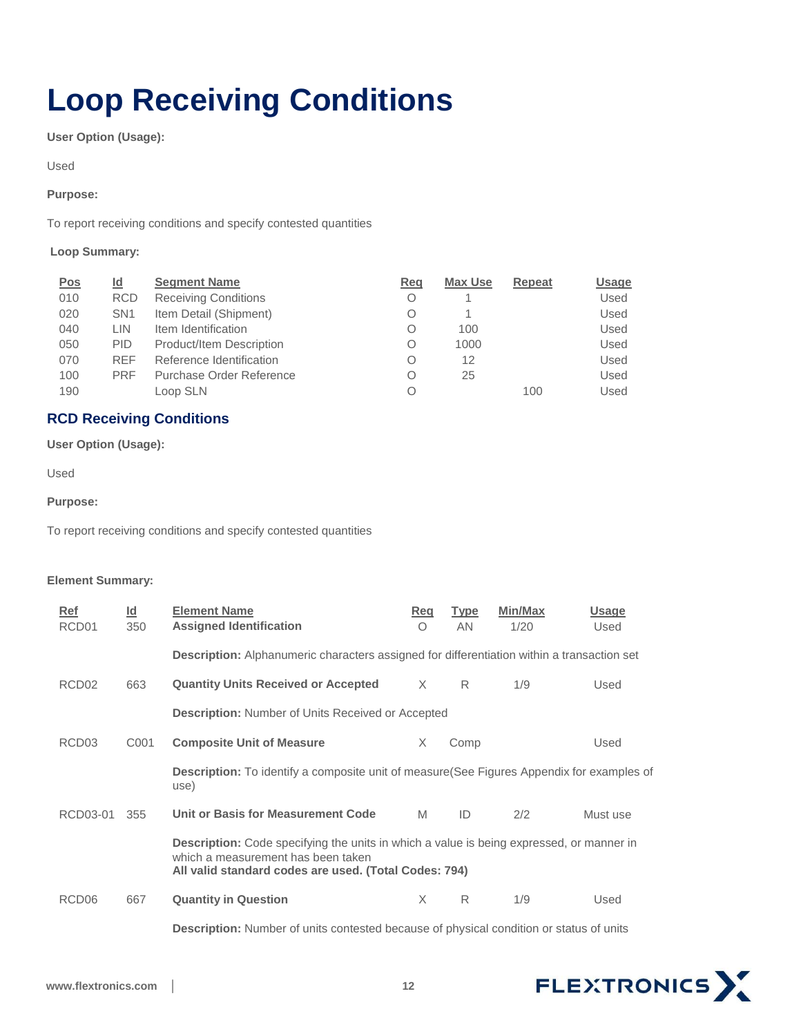# Loop Receiving Conditions

**User Option (Usage):**

Used

**Purpose:**

To report receiving conditions and specify contested quantities

**Loop Summary:**

| Pos | Id | Segment Name | Req | Max Use | Repeat | Usage |
|---|---|---|---|---|---|---|
| 010 | RCD | Receiving Conditions | O | 1 | | Used |
| 020 | SN1 | Item Detail (Shipment) | O | 1 | | Used |
| 040 | LIN | Item Identification | O | 100 | | Used |
| 050 | PID | Product/Item Description | O | 1000 | | Used |
| 070 | REF | Reference Identification | O | 12 | | Used |
| 100 | PRF | Purchase Order Reference | O | 25 | | Used |
| 190 | | Loop SLN | O | | 100 | Used |

## RCD Receiving Conditions

**User Option (Usage):**

Used

**Purpose:**

To report receiving conditions and specify contested quantities

**Element Summary:**

| Ref | Id | Element Name | Req | Type | Min/Max | Usage |
|---|---|---|---|---|---|---|
| RCD01 | 350 | **Assigned Identification** | O | AN | 1/20 | Used |
| | | **Description:** Alphanumeric characters assigned for differentiation within a transaction set | | | | |
| RCD02 | 663 | **Quantity Units Received or Accepted** | X | R | 1/9 | Used |
| | | **Description:** Number of Units Received or Accepted | | | | |
| RCD03 | C001 | **Composite Unit of Measure** | X | Comp | | Used |
| | | **Description:** To identify a composite unit of measure(See Figures Appendix for examples of use) | | | | |
| RCD03-01 | 355 | **Unit or Basis for Measurement Code** | M | ID | 2/2 | Must use |
| | | **Description:** Code specifying the units in which a value is being expressed, or manner in which a measurement has been taken **All valid standard codes are used. (Total Codes: 794)** | | | | |
| RCD06 | 667 | **Quantity in Question** | X | R | 1/9 | Used |
| | | **Description:** Number of units contested because of physical condition or status of units | | | | |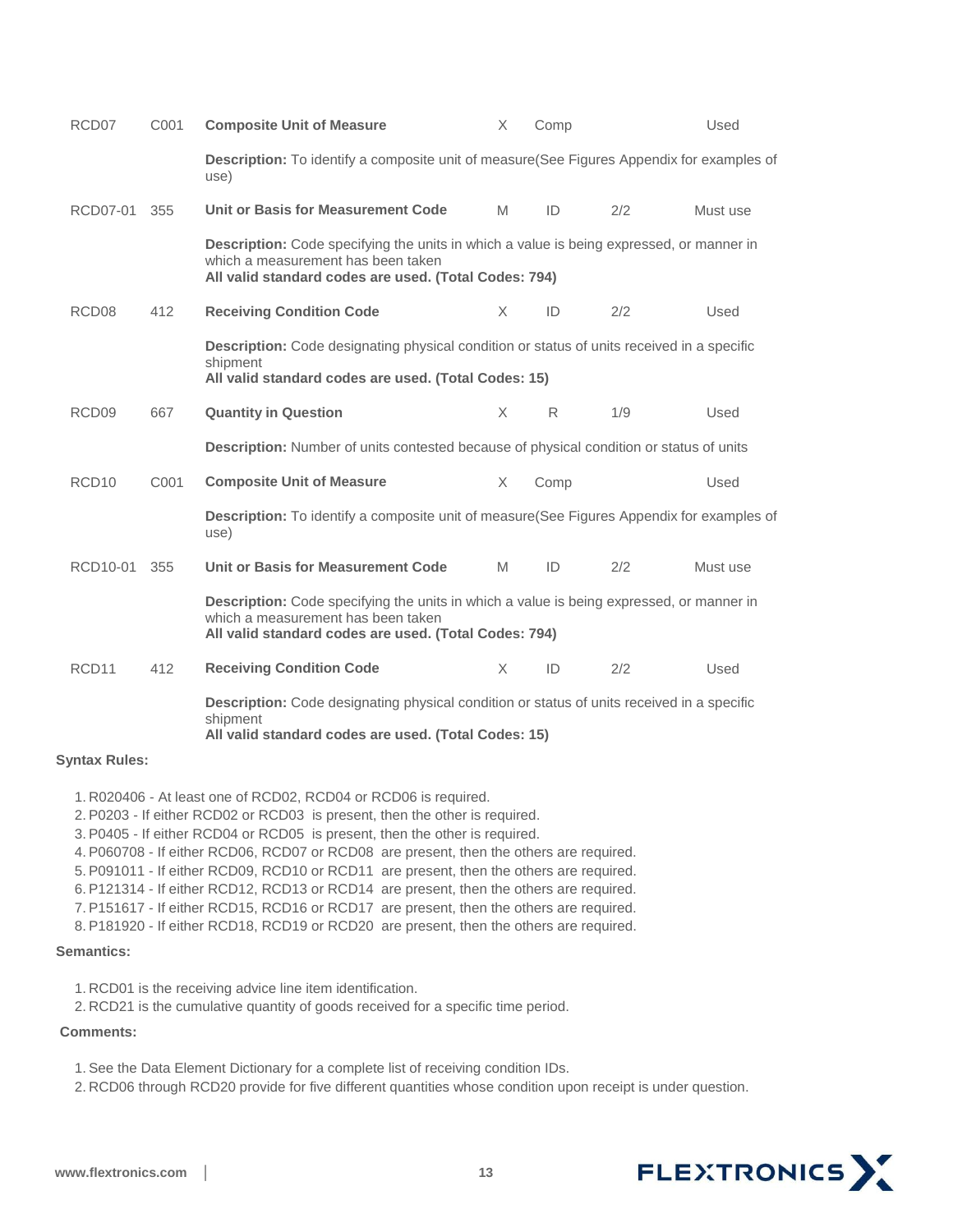| | | | | | | |
|---|---|---|---|---|---|---|
| RCD07 | C001 | **Composite Unit of Measure** | X | Comp | | Used |
| | | **Description:** To identify a composite unit of measure(See Figures Appendix for examples of use) | | | | |
| RCD07-01 | 355 | **Unit or Basis for Measurement Code** | M | ID | 2/2 | Must use |
| | | **Description:** Code specifying the units in which a value is being expressed, or manner in which a measurement has been taken<br>**All valid standard codes are used. (Total Codes: 794)** | | | | |
| RCD08 | 412 | **Receiving Condition Code** | X | ID | 2/2 | Used |
| | | **Description:** Code designating physical condition or status of units received in a specific shipment<br>**All valid standard codes are used. (Total Codes: 15)** | | | | |
| RCD09 | 667 | **Quantity in Question** | X | R | 1/9 | Used |
| | | **Description:** Number of units contested because of physical condition or status of units | | | | |
| RCD10 | C001 | **Composite Unit of Measure** | X | Comp | | Used |
| | | **Description:** To identify a composite unit of measure(See Figures Appendix for examples of use) | | | | |
| RCD10-01 | 355 | **Unit or Basis for Measurement Code** | M | ID | 2/2 | Must use |
| | | **Description:** Code specifying the units in which a value is being expressed, or manner in which a measurement has been taken<br>**All valid standard codes are used. (Total Codes: 794)** | | | | |
| RCD11 | 412 | **Receiving Condition Code** | X | ID | 2/2 | Used |
| | | **Description:** Code designating physical condition or status of units received in a specific shipment<br>**All valid standard codes are used. (Total Codes: 15)** | | | | |

**Syntax Rules:**

1. R020406 - At least one of RCD02, RCD04 or RCD06 is required.
2. P0203 - If either RCD02 or RCD03 is present, then the other is required.
3. P0405 - If either RCD04 or RCD05 is present, then the other is required.
4. P060708 - If either RCD06, RCD07 or RCD08 are present, then the others are required.
5. P091011 - If either RCD09, RCD10 or RCD11 are present, then the others are required.
6. P121314 - If either RCD12, RCD13 or RCD14 are present, then the others are required.
7. P151617 - If either RCD15, RCD16 or RCD17 are present, then the others are required.
8. P181920 - If either RCD18, RCD19 or RCD20 are present, then the others are required.

**Semantics:**

1. RCD01 is the receiving advice line item identification.
2. RCD21 is the cumulative quantity of goods received for a specific time period.

**Comments:**

1. See the Data Element Dictionary for a complete list of receiving condition IDs.
2. RCD06 through RCD20 provide for five different quantities whose condition upon receipt is under question.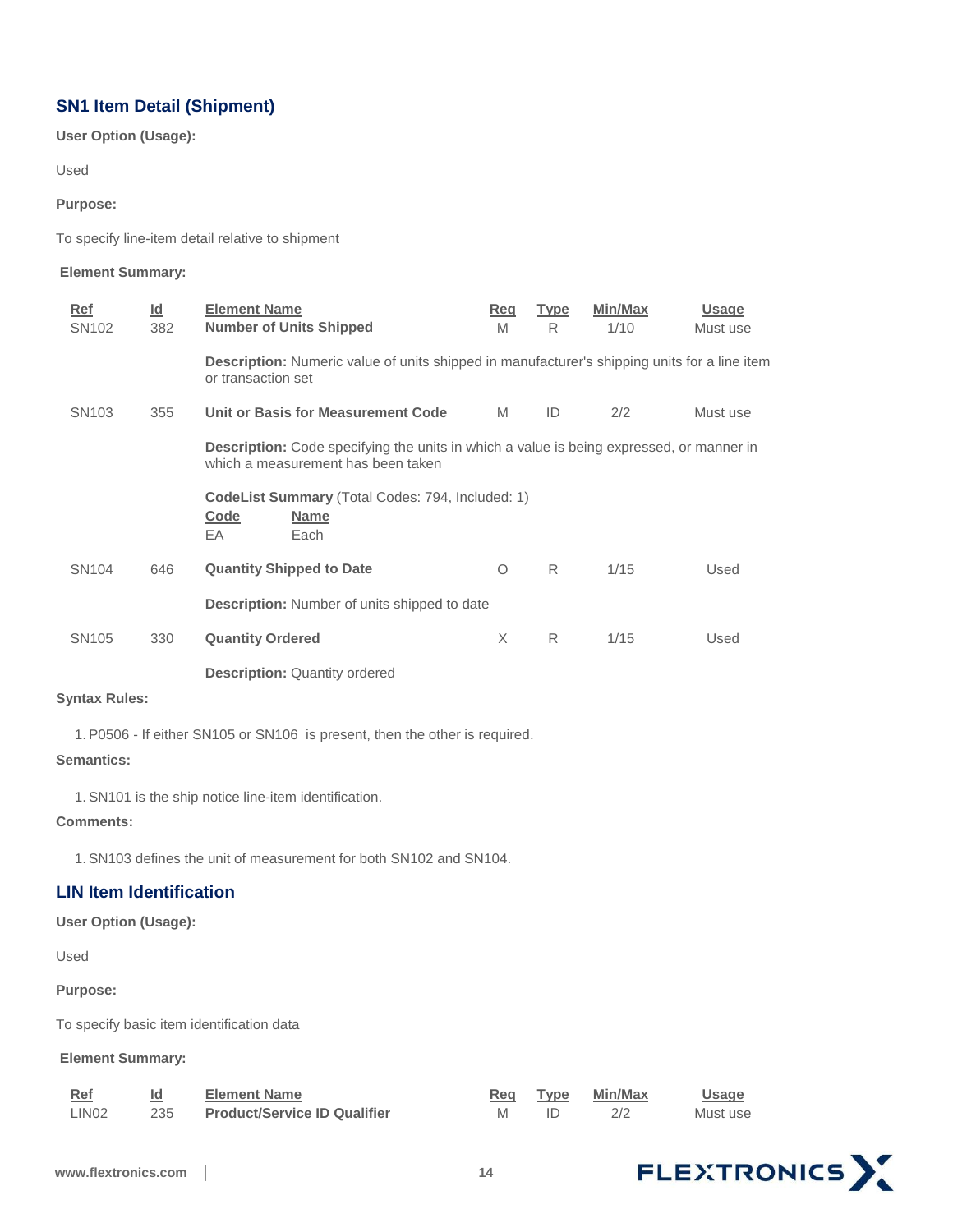## SN1 Item Detail (Shipment)

**User Option (Usage):**

Used

**Purpose:**

To specify line-item detail relative to shipment

**Element Summary:**

| Ref | Id | Element Name | Req | Type | Min/Max | Usage |
|---|---|---|---|---|---|---|
| SN102 | 382 | **Number of Units Shipped** | M | R | 1/10 | Must use |
| | | **Description:** Numeric value of units shipped in manufacturer's shipping units for a line item or transaction set | | | | |
| SN103 | 355 | **Unit or Basis for Measurement Code** | M | ID | 2/2 | Must use |
| | | **Description:** Code specifying the units in which a value is being expressed, or manner in which a measurement has been taken | | | | |
| | | **CodeList Summary** (Total Codes: 794, Included: 1) | | | | |
| | | Code: EA — Name: Each | | | | |
| SN104 | 646 | **Quantity Shipped to Date** | O | R | 1/15 | Used |
| | | **Description:** Number of units shipped to date | | | | |
| SN105 | 330 | **Quantity Ordered** | X | R | 1/15 | Used |
| | | **Description:** Quantity ordered | | | | |

**Syntax Rules:**

1. P0506 - If either SN105 or SN106 is present, then the other is required.

**Semantics:**

1. SN101 is the ship notice line-item identification.

**Comments:**

1. SN103 defines the unit of measurement for both SN102 and SN104.

## LIN Item Identification

**User Option (Usage):**

Used

**Purpose:**

To specify basic item identification data

**Element Summary:**

| Ref | Id | Element Name | Req | Type | Min/Max | Usage |
|---|---|---|---|---|---|---|
| LIN02 | 235 | **Product/Service ID Qualifier** | M | ID | 2/2 | Must use |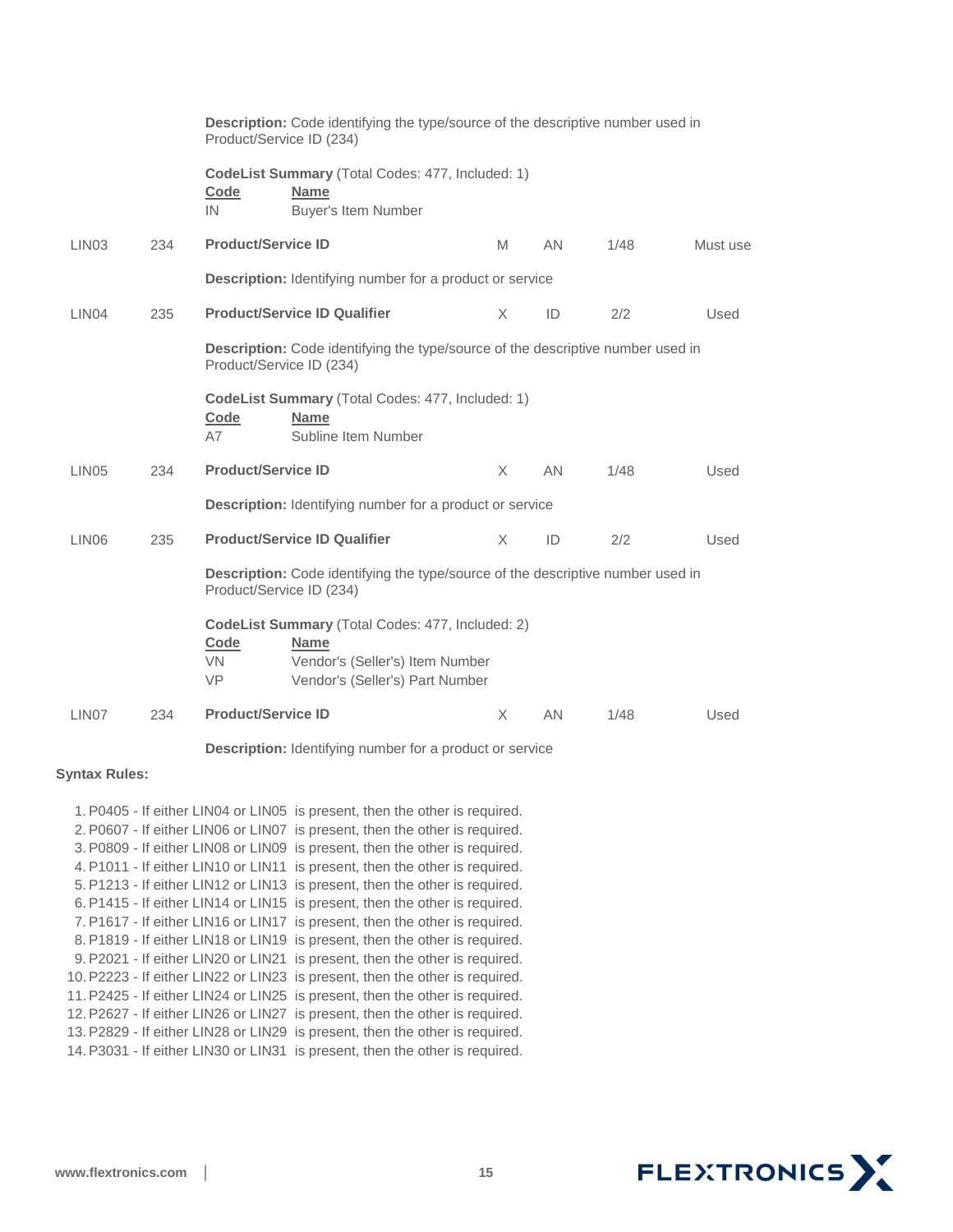**Description:** Code identifying the type/source of the descriptive number used in Product/Service ID (234)

**CodeList Summary** (Total Codes: 477, Included: 1)

| Code | Name |
|---|---|
| IN | Buyer's Item Number |

| LIN03 | 234 | **Product/Service ID** | M | AN | 1/48 | Must use |
|---|---|---|---|---|---|---|

**Description:** Identifying number for a product or service

| LIN04 | 235 | **Product/Service ID Qualifier** | X | ID | 2/2 | Used |
|---|---|---|---|---|---|---|

**Description:** Code identifying the type/source of the descriptive number used in Product/Service ID (234)

**CodeList Summary** (Total Codes: 477, Included: 1)

| Code | Name |
|---|---|
| A7 | Subline Item Number |

| LIN05 | 234 | **Product/Service ID** | X | AN | 1/48 | Used |
|---|---|---|---|---|---|---|

**Description:** Identifying number for a product or service

| LIN06 | 235 | **Product/Service ID Qualifier** | X | ID | 2/2 | Used |
|---|---|---|---|---|---|---|

**Description:** Code identifying the type/source of the descriptive number used in Product/Service ID (234)

**CodeList Summary** (Total Codes: 477, Included: 2)

| Code | Name |
|---|---|
| VN | Vendor's (Seller's) Item Number |
| VP | Vendor's (Seller's) Part Number |

| LIN07 | 234 | **Product/Service ID** | X | AN | 1/48 | Used |
|---|---|---|---|---|---|---|

**Description:** Identifying number for a product or service

**Syntax Rules:**

1. P0405 - If either LIN04 or LIN05 is present, then the other is required.
2. P0607 - If either LIN06 or LIN07 is present, then the other is required.
3. P0809 - If either LIN08 or LIN09 is present, then the other is required.
4. P1011 - If either LIN10 or LIN11 is present, then the other is required.
5. P1213 - If either LIN12 or LIN13 is present, then the other is required.
6. P1415 - If either LIN14 or LIN15 is present, then the other is required.
7. P1617 - If either LIN16 or LIN17 is present, then the other is required.
8. P1819 - If either LIN18 or LIN19 is present, then the other is required.
9. P2021 - If either LIN20 or LIN21 is present, then the other is required.
10. P2223 - If either LIN22 or LIN23 is present, then the other is required.
11. P2425 - If either LIN24 or LIN25 is present, then the other is required.
12. P2627 - If either LIN26 or LIN27 is present, then the other is required.
13. P2829 - If either LIN28 or LIN29 is present, then the other is required.
14. P3031 - If either LIN30 or LIN31 is present, then the other is required.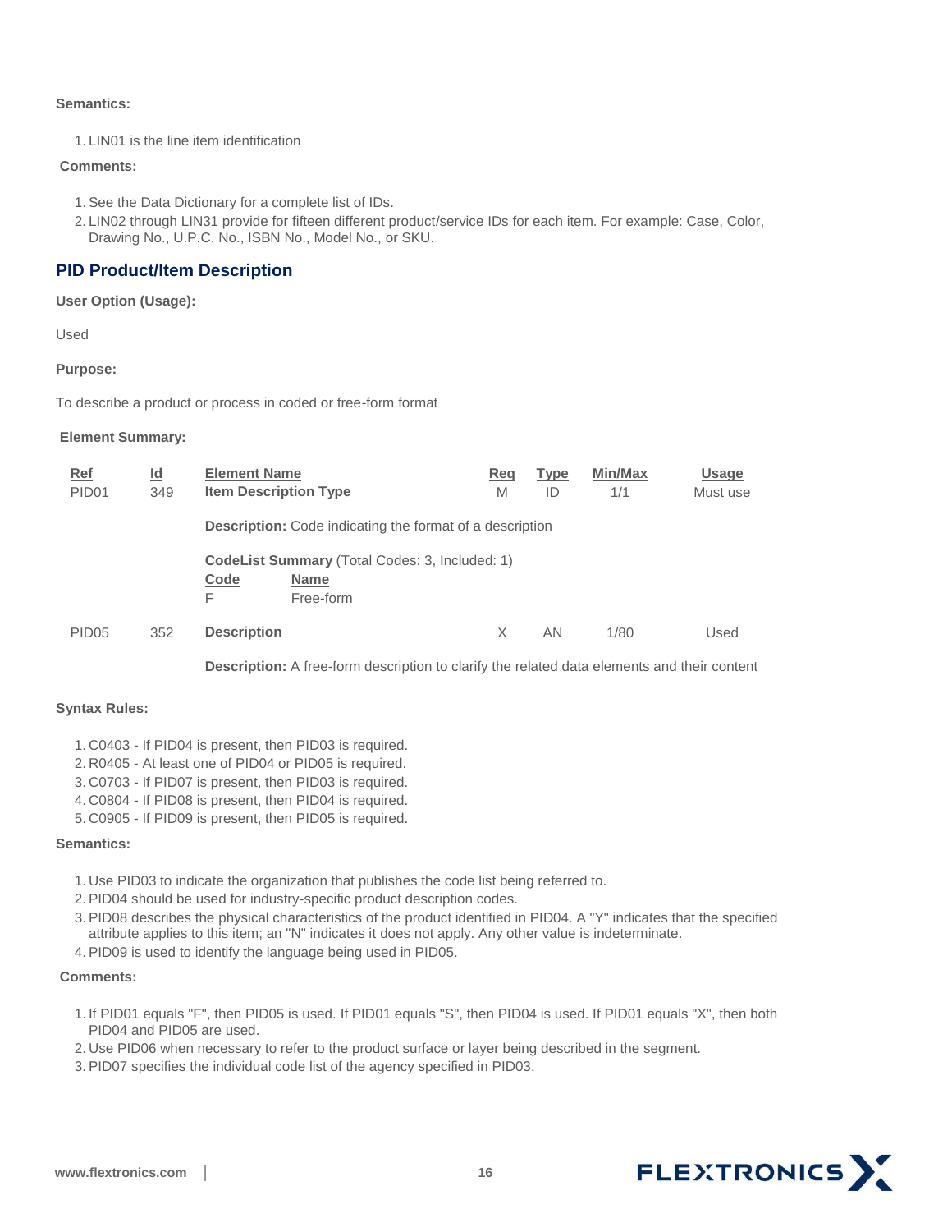**Semantics:**

1. LIN01 is the line item identification

**Comments:**

1. See the Data Dictionary for a complete list of IDs.
2. LIN02 through LIN31 provide for fifteen different product/service IDs for each item. For example: Case, Color, Drawing No., U.P.C. No., ISBN No., Model No., or SKU.

## PID Product/Item Description

**User Option (Usage):**

Used

**Purpose:**

To describe a product or process in coded or free-form format

**Element Summary:**

| Ref | Id | Element Name | Req | Type | Min/Max | Usage |
|---|---|---|---|---|---|---|
| PID01 | 349 | **Item Description Type** | M | ID | 1/1 | Must use |
| | | **Description:** Code indicating the format of a description | | | | |
| | | **CodeList Summary** (Total Codes: 3, Included: 1) | | | | |
| | | Code: F — Name: Free-form | | | | |
| PID05 | 352 | **Description** | X | AN | 1/80 | Used |
| | | **Description:** A free-form description to clarify the related data elements and their content | | | | |

**Syntax Rules:**

1. C0403 - If PID04 is present, then PID03 is required.
2. R0405 - At least one of PID04 or PID05 is required.
3. C0703 - If PID07 is present, then PID03 is required.
4. C0804 - If PID08 is present, then PID04 is required.
5. C0905 - If PID09 is present, then PID05 is required.

**Semantics:**

1. Use PID03 to indicate the organization that publishes the code list being referred to.
2. PID04 should be used for industry-specific product description codes.
3. PID08 describes the physical characteristics of the product identified in PID04. A "Y" indicates that the specified attribute applies to this item; an "N" indicates it does not apply. Any other value is indeterminate.
4. PID09 is used to identify the language being used in PID05.

**Comments:**

1. If PID01 equals "F", then PID05 is used. If PID01 equals "S", then PID04 is used. If PID01 equals "X", then both PID04 and PID05 are used.
2. Use PID06 when necessary to refer to the product surface or layer being described in the segment.
3. PID07 specifies the individual code list of the agency specified in PID03.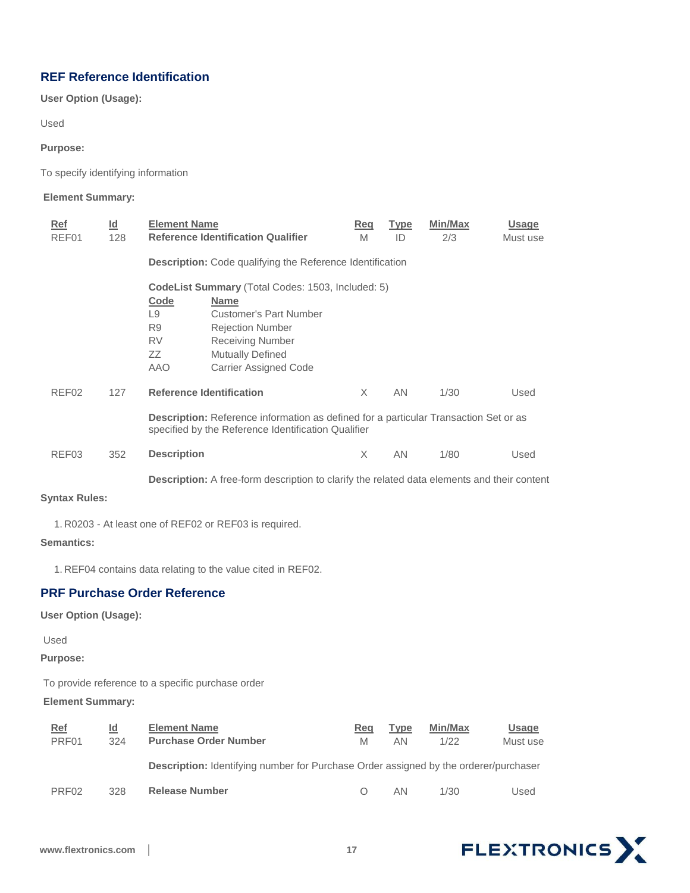## REF Reference Identification

**User Option (Usage):**

Used

**Purpose:**

To specify identifying information

**Element Summary:**

| Ref | Id | Element Name | Req | Type | Min/Max | Usage |
|---|---|---|---|---|---|---|
| REF01 | 128 | **Reference Identification Qualifier** | M | ID | 2/3 | Must use |
| | | **Description:** Code qualifying the Reference Identification | | | | |
| | | **CodeList Summary** (Total Codes: 1503, Included: 5) | | | | |
| | | Code: L9 — Customer's Part Number | | | | |
| | | Code: R9 — Rejection Number | | | | |
| | | Code: RV — Receiving Number | | | | |
| | | Code: ZZ — Mutually Defined | | | | |
| | | Code: AAO — Carrier Assigned Code | | | | |
| REF02 | 127 | **Reference Identification** | X | AN | 1/30 | Used |
| | | **Description:** Reference information as defined for a particular Transaction Set or as specified by the Reference Identification Qualifier | | | | |
| REF03 | 352 | **Description** | X | AN | 1/80 | Used |
| | | **Description:** A free-form description to clarify the related data elements and their content | | | | |

**Syntax Rules:**

1. R0203 - At least one of REF02 or REF03 is required.

**Semantics:**

1. REF04 contains data relating to the value cited in REF02.

## PRF Purchase Order Reference

**User Option (Usage):**

Used

**Purpose:**

To provide reference to a specific purchase order

**Element Summary:**

| Ref | Id | Element Name | Req | Type | Min/Max | Usage |
|---|---|---|---|---|---|---|
| PRF01 | 324 | **Purchase Order Number** | M | AN | 1/22 | Must use |
| | | **Description:** Identifying number for Purchase Order assigned by the orderer/purchaser | | | | |
| PRF02 | 328 | **Release Number** | O | AN | 1/30 | Used |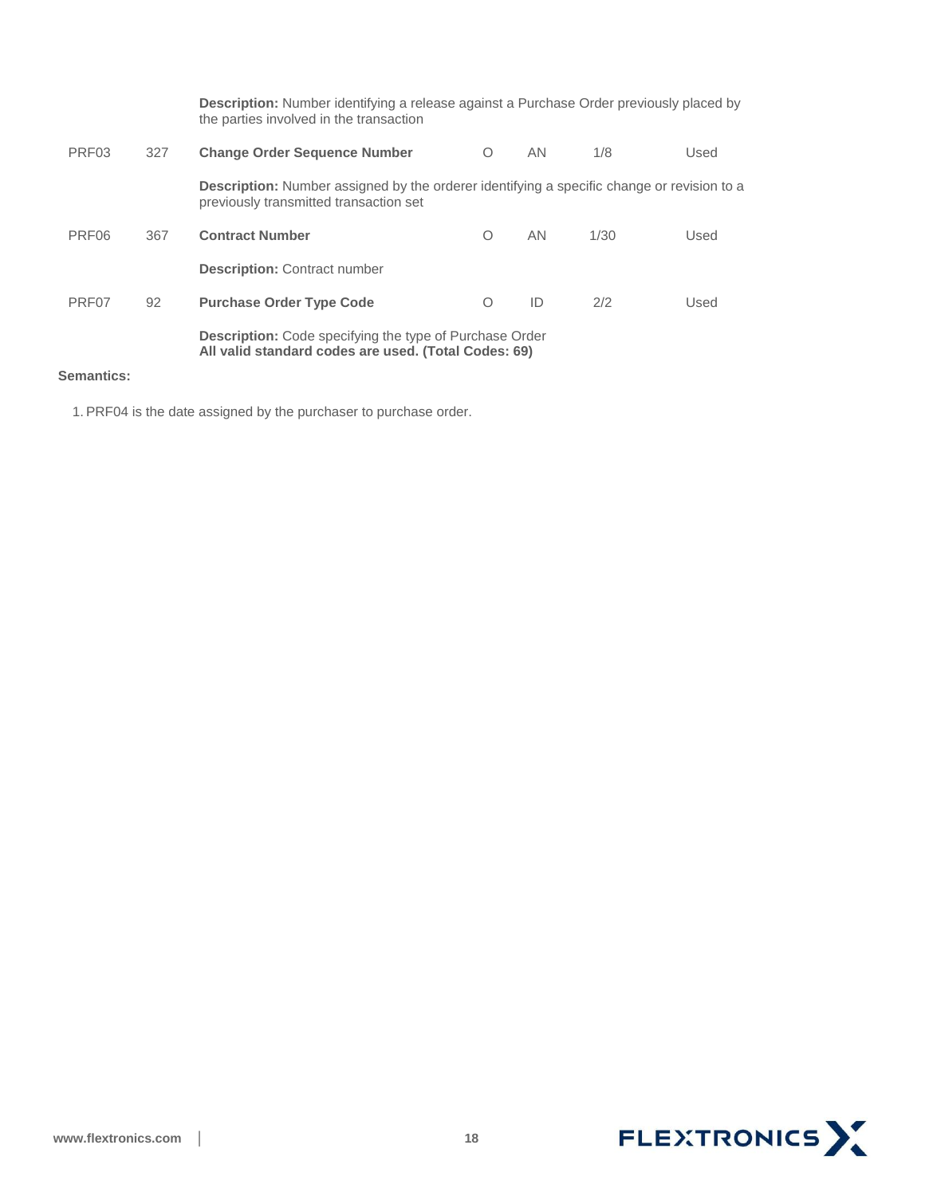**Description:** Number identifying a release against a Purchase Order previously placed by the parties involved in the transaction

| | | | | | | |
|---|---|---|---|---|---|---|
| PRF03 | 327 | **Change Order Sequence Number** | O | AN | 1/8 | Used |
| | | **Description:** Number assigned by the orderer identifying a specific change or revision to a previously transmitted transaction set | | | | |
| PRF06 | 367 | **Contract Number** | O | AN | 1/30 | Used |
| | | **Description:** Contract number | | | | |
| PRF07 | 92 | **Purchase Order Type Code** | O | ID | 2/2 | Used |
| | | **Description:** Code specifying the type of Purchase Order **All valid standard codes are used. (Total Codes: 69)** | | | | |

**Semantics:**

1. PRF04 is the date assigned by the purchaser to purchase order.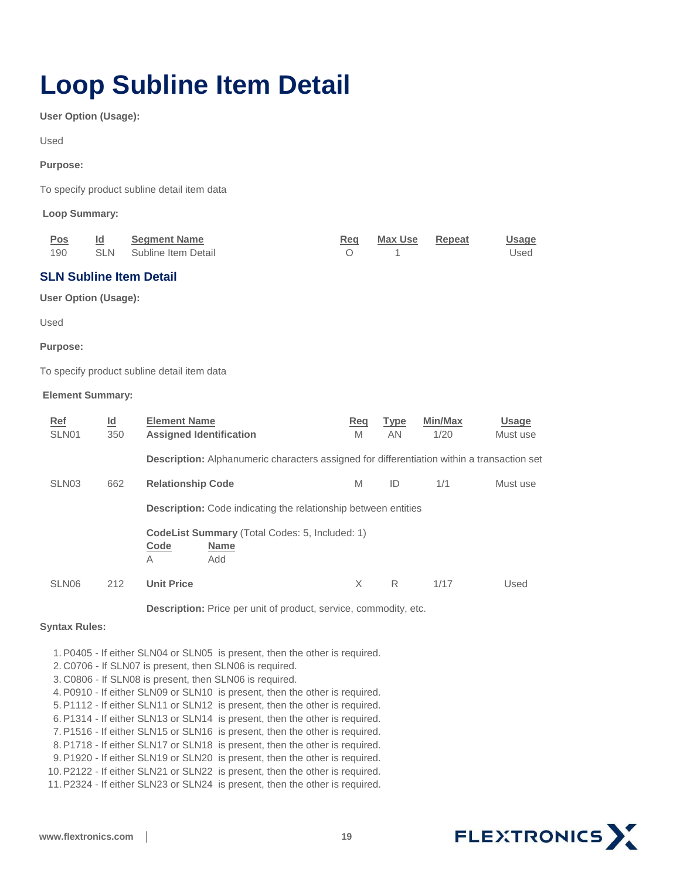# Loop Subline Item Detail

**User Option (Usage):**

Used

**Purpose:**

To specify product subline detail item data

**Loop Summary:**

| Pos | Id | Segment Name | Req | Max Use | Repeat | Usage |
|---|---|---|---|---|---|---|
| 190 | SLN | Subline Item Detail | O | 1 | | Used |

## SLN Subline Item Detail

**User Option (Usage):**

Used

**Purpose:**

To specify product subline detail item data

**Element Summary:**

| Ref | Id | Element Name | Req | Type | Min/Max | Usage |
|---|---|---|---|---|---|---|
| SLN01 | 350 | **Assigned Identification** | M | AN | 1/20 | Must use |
| | | **Description:** Alphanumeric characters assigned for differentiation within a transaction set | | | | |
| SLN03 | 662 | **Relationship Code** | M | ID | 1/1 | Must use |
| | | **Description:** Code indicating the relationship between entities | | | | |
| | | **CodeList Summary** (Total Codes: 5, Included: 1)<br>Code: A — Name: Add | | | | |
| SLN06 | 212 | **Unit Price** | X | R | 1/17 | Used |
| | | **Description:** Price per unit of product, service, commodity, etc. | | | | |

**Syntax Rules:**

1. P0405 - If either SLN04 or SLN05 is present, then the other is required.
2. C0706 - If SLN07 is present, then SLN06 is required.
3. C0806 - If SLN08 is present, then SLN06 is required.
4. P0910 - If either SLN09 or SLN10 is present, then the other is required.
5. P1112 - If either SLN11 or SLN12 is present, then the other is required.
6. P1314 - If either SLN13 or SLN14 is present, then the other is required.
7. P1516 - If either SLN15 or SLN16 is present, then the other is required.
8. P1718 - If either SLN17 or SLN18 is present, then the other is required.
9. P1920 - If either SLN19 or SLN20 is present, then the other is required.
10. P2122 - If either SLN21 or SLN22 is present, then the other is required.
11. P2324 - If either SLN23 or SLN24 is present, then the other is required.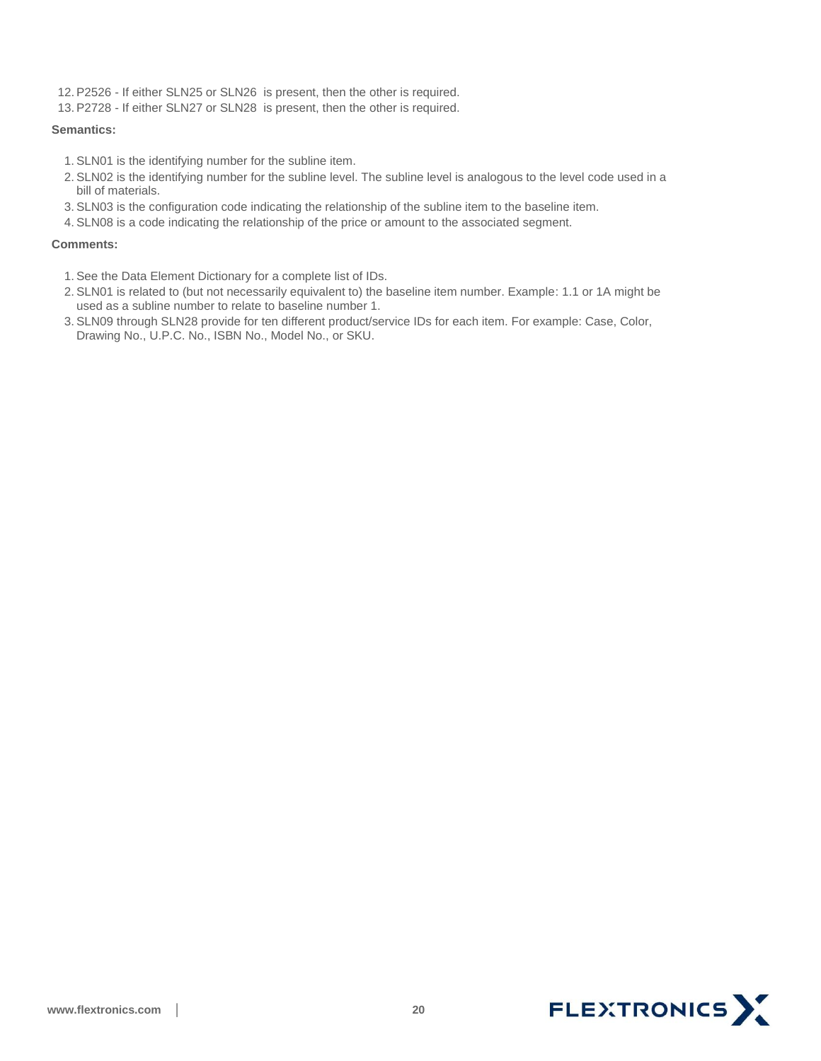12. P2526 - If either SLN25 or SLN26 is present, then the other is required.
13. P2728 - If either SLN27 or SLN28 is present, then the other is required.

**Semantics:**

1. SLN01 is the identifying number for the subline item.
2. SLN02 is the identifying number for the subline level. The subline level is analogous to the level code used in a bill of materials.
3. SLN03 is the configuration code indicating the relationship of the subline item to the baseline item.
4. SLN08 is a code indicating the relationship of the price or amount to the associated segment.

**Comments:**

1. See the Data Element Dictionary for a complete list of IDs.
2. SLN01 is related to (but not necessarily equivalent to) the baseline item number. Example: 1.1 or 1A might be used as a subline number to relate to baseline number 1.
3. SLN09 through SLN28 provide for ten different product/service IDs for each item. For example: Case, Color, Drawing No., U.P.C. No., ISBN No., Model No., or SKU.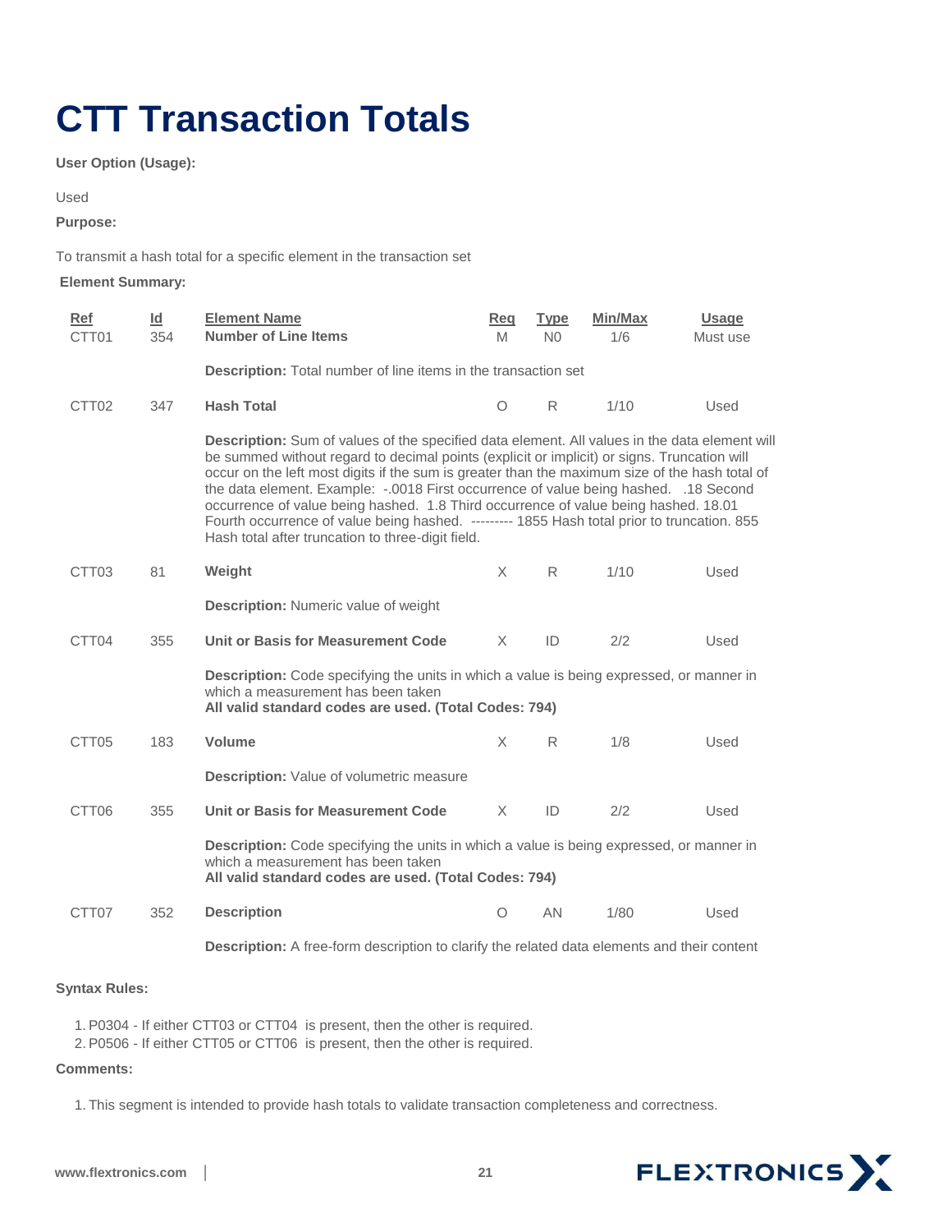# CTT Transaction Totals

**User Option (Usage):**

Used

**Purpose:**

To transmit a hash total for a specific element in the transaction set

**Element Summary:**

| Ref | Id | Element Name | Req | Type | Min/Max | Usage |
|---|---|---|---|---|---|---|
| CTT01 | 354 | **Number of Line Items** | M | N0 | 1/6 | Must use |
| | | **Description:** Total number of line items in the transaction set | | | | |
| CTT02 | 347 | **Hash Total** | O | R | 1/10 | Used |
| | | **Description:** Sum of values of the specified data element. All values in the data element will be summed without regard to decimal points (explicit or implicit) or signs. Truncation will occur on the left most digits if the sum is greater than the maximum size of the hash total of the data element. Example: -.0018 First occurrence of value being hashed. .18 Second occurrence of value being hashed. 1.8 Third occurrence of value being hashed. 18.01 Fourth occurrence of value being hashed. --------- 1855 Hash total prior to truncation. 855 Hash total after truncation to three-digit field. | | | | |
| CTT03 | 81 | **Weight** | X | R | 1/10 | Used |
| | | **Description:** Numeric value of weight | | | | |
| CTT04 | 355 | **Unit or Basis for Measurement Code** | X | ID | 2/2 | Used |
| | | **Description:** Code specifying the units in which a value is being expressed, or manner in which a measurement has been taken **All valid standard codes are used. (Total Codes: 794)** | | | | |
| CTT05 | 183 | **Volume** | X | R | 1/8 | Used |
| | | **Description:** Value of volumetric measure | | | | |
| CTT06 | 355 | **Unit or Basis for Measurement Code** | X | ID | 2/2 | Used |
| | | **Description:** Code specifying the units in which a value is being expressed, or manner in which a measurement has been taken **All valid standard codes are used. (Total Codes: 794)** | | | | |
| CTT07 | 352 | **Description** | O | AN | 1/80 | Used |
| | | **Description:** A free-form description to clarify the related data elements and their content | | | | |

**Syntax Rules:**

1. P0304 - If either CTT03 or CTT04 is present, then the other is required.
2. P0506 - If either CTT05 or CTT06 is present, then the other is required.

**Comments:**

1. This segment is intended to provide hash totals to validate transaction completeness and correctness.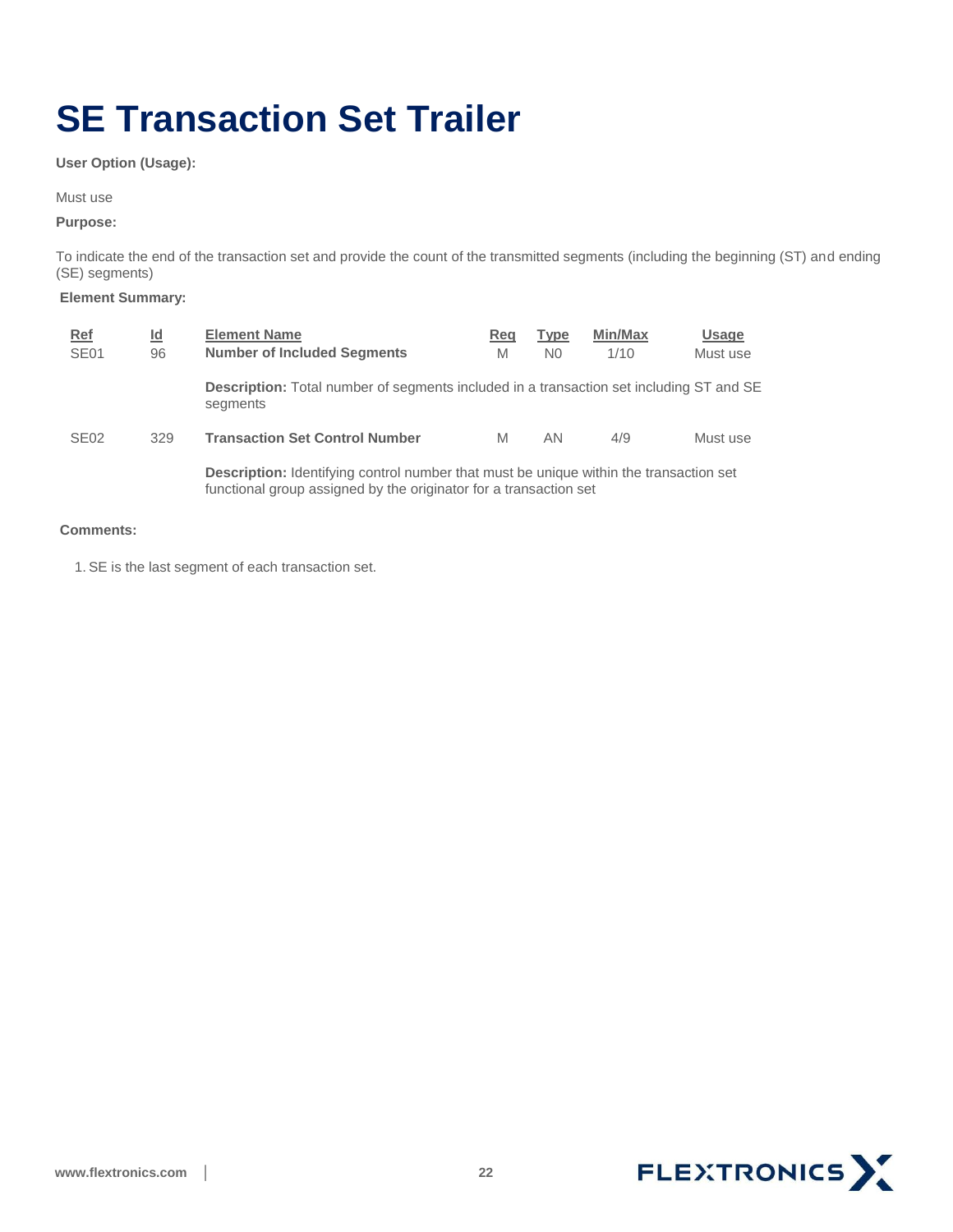# SE Transaction Set Trailer

**User Option (Usage):**

Must use

**Purpose:**

To indicate the end of the transaction set and provide the count of the transmitted segments (including the beginning (ST) and ending (SE) segments)

**Element Summary:**

| Ref | Id | Element Name | Req | Type | Min/Max | Usage |
|---|---|---|---|---|---|---|
| SE01 | 96 | **Number of Included Segments** | M | N0 | 1/10 | Must use |
| | | **Description:** Total number of segments included in a transaction set including ST and SE segments | | | | |
| SE02 | 329 | **Transaction Set Control Number** | M | AN | 4/9 | Must use |
| | | **Description:** Identifying control number that must be unique within the transaction set functional group assigned by the originator for a transaction set | | | | |

**Comments:**

1. SE is the last segment of each transaction set.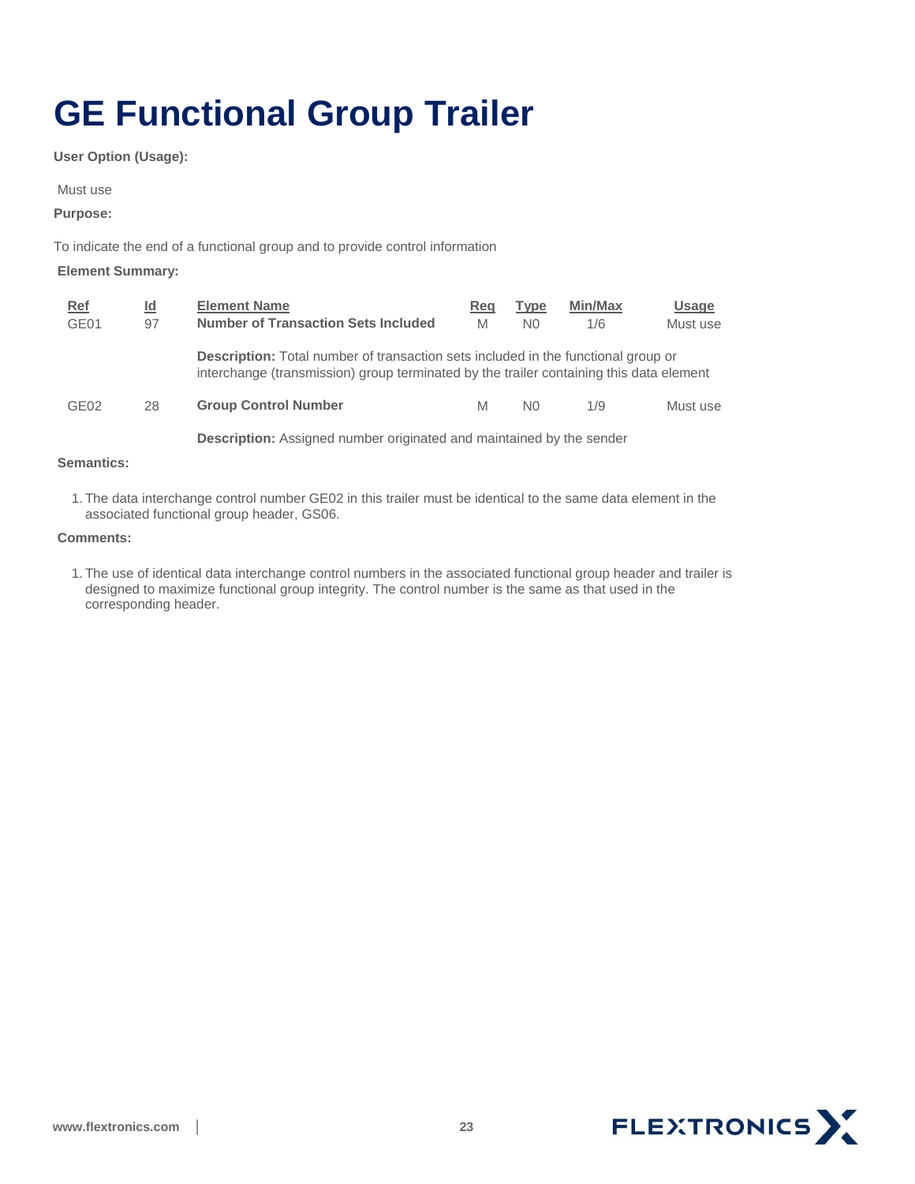# GE Functional Group Trailer

**User Option (Usage):**

Must use

**Purpose:**

To indicate the end of a functional group and to provide control information

**Element Summary:**

| Ref | Id | Element Name | Req | Type | Min/Max | Usage |
|---|---|---|---|---|---|---|
| GE01 | 97 | **Number of Transaction Sets Included** | M | N0 | 1/6 | Must use |
| | | **Description:** Total number of transaction sets included in the functional group or interchange (transmission) group terminated by the trailer containing this data element | | | | |
| GE02 | 28 | **Group Control Number** | M | N0 | 1/9 | Must use |
| | | **Description:** Assigned number originated and maintained by the sender | | | | |

**Semantics:**

1. The data interchange control number GE02 in this trailer must be identical to the same data element in the associated functional group header, GS06.

**Comments:**

1. The use of identical data interchange control numbers in the associated functional group header and trailer is designed to maximize functional group integrity. The control number is the same as that used in the corresponding header.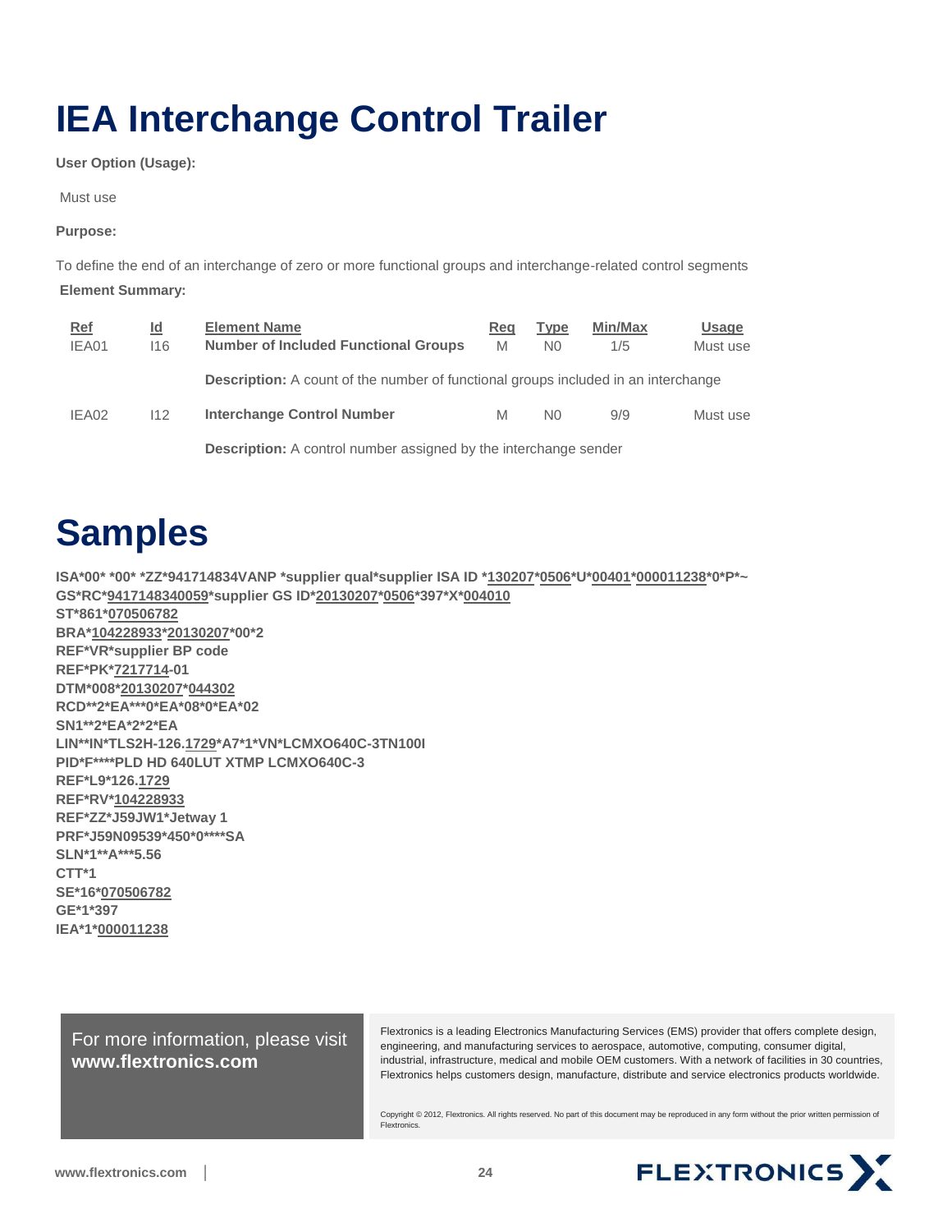# IEA Interchange Control Trailer

**User Option (Usage):**

Must use

**Purpose:**

To define the end of an interchange of zero or more functional groups and interchange-related control segments

**Element Summary:**

| Ref | Id | Element Name | Req | Type | Min/Max | Usage |
|---|---|---|---|---|---|---|
| IEA01 | I16 | **Number of Included Functional Groups** | M | N0 | 1/5 | Must use |
| | | **Description:** A count of the number of functional groups included in an interchange | | | | |
| IEA02 | I12 | **Interchange Control Number** | M | N0 | 9/9 | Must use |
| | | **Description:** A control number assigned by the interchange sender | | | | |

# Samples

```
ISA*00* *00* *ZZ*941714834VANP *supplier qual*supplier ISA ID *130207*0506*U*00401*000011238*0*P*~
GS*RC*9417148340059*supplier GS ID*20130207*0506*397*X*004010
ST*861*070506782
BRA*104228933*20130207*00*2
REF*VR*supplier BP code
REF*PK*7217714-01
DTM*008*20130207*044302
RCD**2*EA***0*EA*08*0*EA*02
SN1**2*EA*2*2*EA
LIN**IN*TLS2H-126.1729*A7*1*VN*LCMXO640C-3TN100I
PID*F****PLD HD 640LUT XTMP LCMXO640C-3
REF*L9*126.1729
REF*RV*104228933
REF*ZZ*J59JW1*Jetway 1
PRF*J59N09539*450*0****SA
SLN*1**A***5.56
CTT*1
SE*16*070506782
GE*1*397
IEA*1*000011238
```

For more information, please visit **www.flextronics.com**

Flextronics is a leading Electronics Manufacturing Services (EMS) provider that offers complete design, engineering, and manufacturing services to aerospace, automotive, computing, consumer digital, industrial, infrastructure, medical and mobile OEM customers. With a network of facilities in 30 countries, Flextronics helps customers design, manufacture, distribute and service electronics products worldwide.

Copyright © 2012, Flextronics. All rights reserved. No part of this document may be reproduced in any form without the prior written permission of Flextronics.